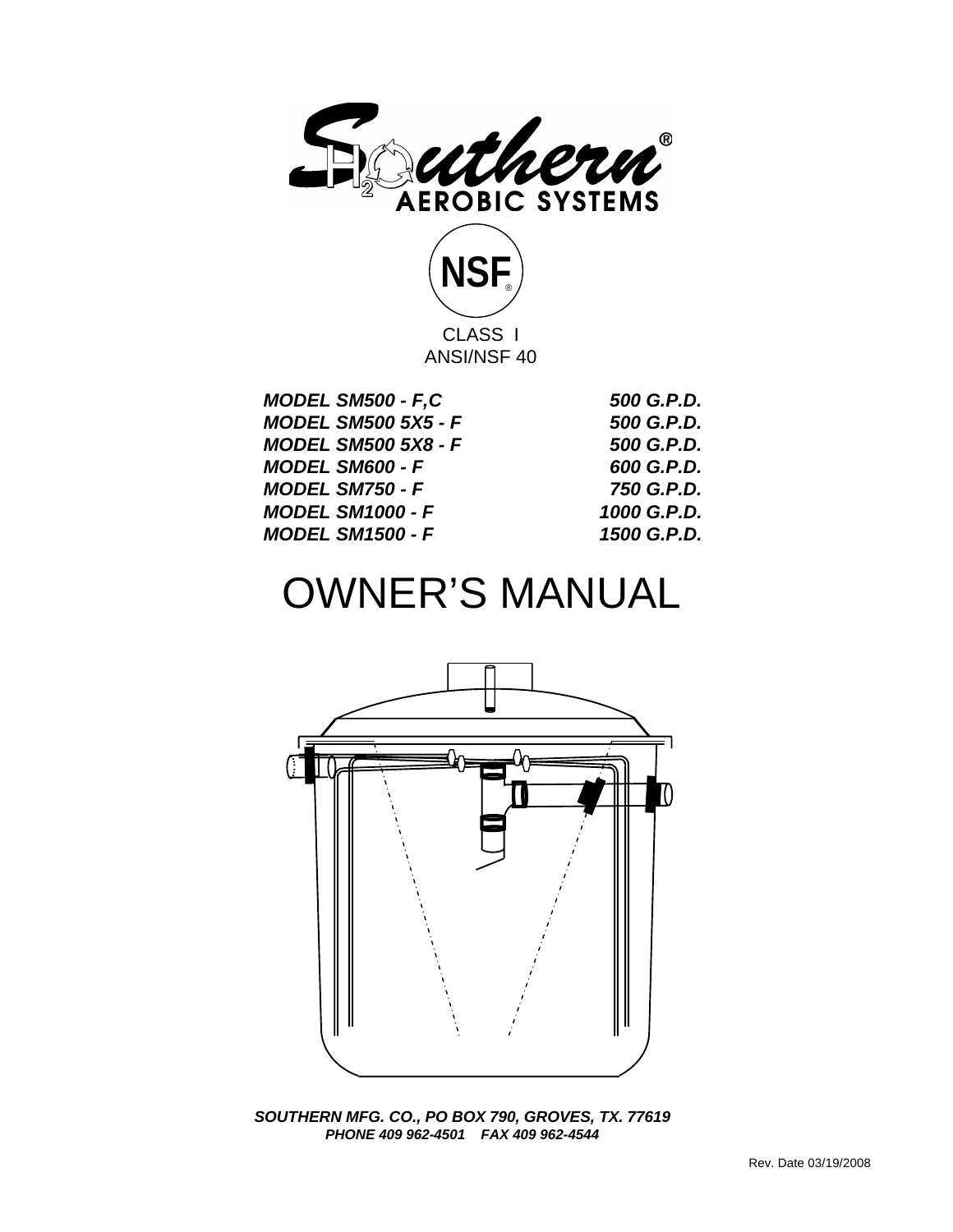# Southern® AEROBIC SYSTEMS

NSF®

CLASS I
ANSI/NSF 40

| | |
|---|---|
| ***MODEL SM500 - F,C*** | ***500 G.P.D.*** |
| ***MODEL SM500 5X5 - F*** | ***500 G.P.D.*** |
| ***MODEL SM500 5X8 - F*** | ***500 G.P.D.*** |
| ***MODEL SM600 - F*** | ***600 G.P.D.*** |
| ***MODEL SM750 - F*** | ***750 G.P.D.*** |
| ***MODEL SM1000 - F*** | ***1000 G.P.D.*** |
| ***MODEL SM1500 - F*** | ***1500 G.P.D.*** |

# OWNER'S MANUAL

***SOUTHERN MFG. CO., PO BOX 790, GROVES, TX. 77619***
***PHONE 409 962-4501 FAX 409 962-4544***

Rev. Date 03/19/2008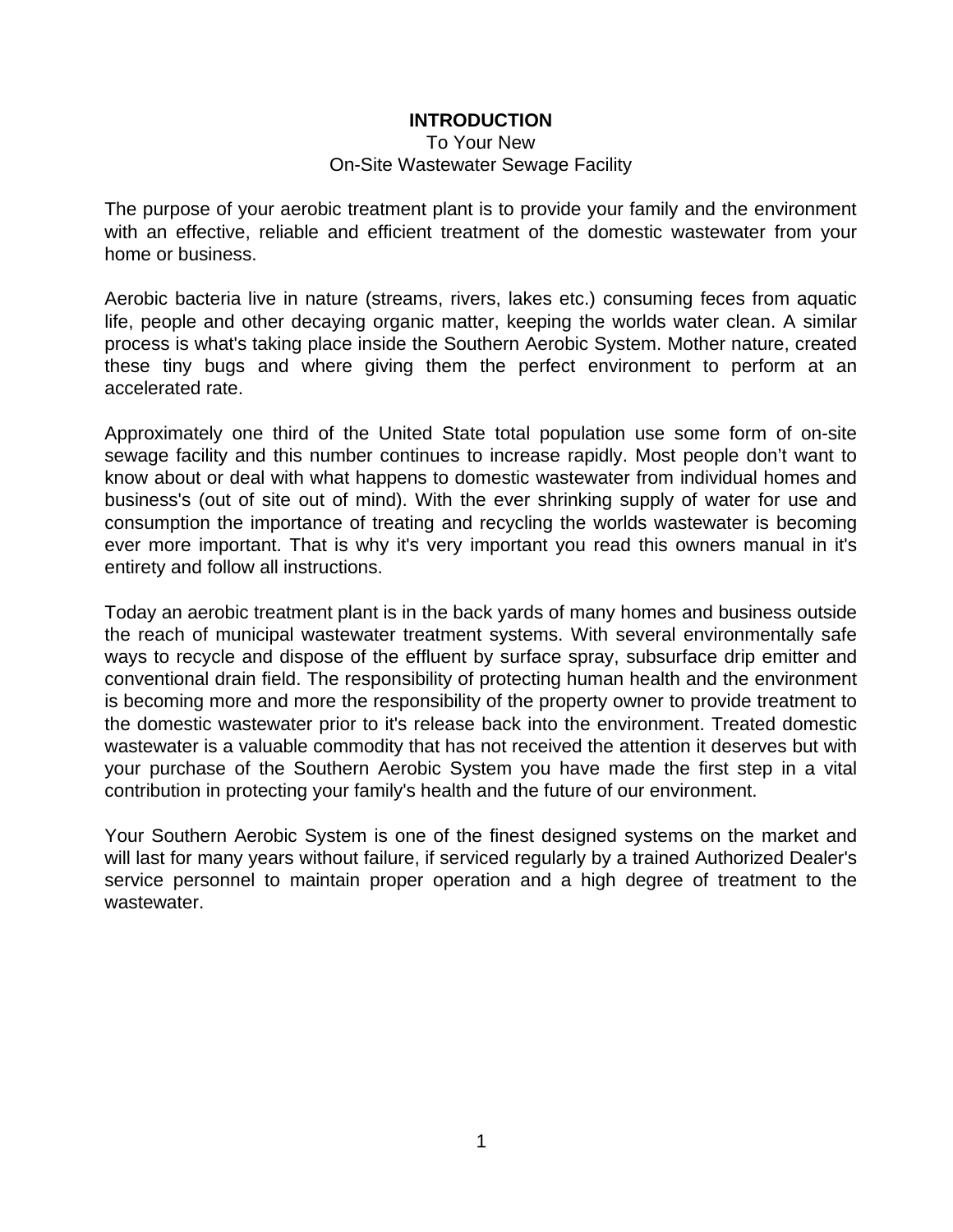# INTRODUCTION

To Your New
On-Site Wastewater Sewage Facility

The purpose of your aerobic treatment plant is to provide your family and the environment with an effective, reliable and efficient treatment of the domestic wastewater from your home or business.

Aerobic bacteria live in nature (streams, rivers, lakes etc.) consuming feces from aquatic life, people and other decaying organic matter, keeping the worlds water clean. A similar process is what's taking place inside the Southern Aerobic System. Mother nature, created these tiny bugs and where giving them the perfect environment to perform at an accelerated rate.

Approximately one third of the United State total population use some form of on-site sewage facility and this number continues to increase rapidly. Most people don't want to know about or deal with what happens to domestic wastewater from individual homes and business's (out of site out of mind). With the ever shrinking supply of water for use and consumption the importance of treating and recycling the worlds wastewater is becoming ever more important. That is why it's very important you read this owners manual in it's entirety and follow all instructions.

Today an aerobic treatment plant is in the back yards of many homes and business outside the reach of municipal wastewater treatment systems. With several environmentally safe ways to recycle and dispose of the effluent by surface spray, subsurface drip emitter and conventional drain field. The responsibility of protecting human health and the environment is becoming more and more the responsibility of the property owner to provide treatment to the domestic wastewater prior to it's release back into the environment. Treated domestic wastewater is a valuable commodity that has not received the attention it deserves but with your purchase of the Southern Aerobic System you have made the first step in a vital contribution in protecting your family's health and the future of our environment.

Your Southern Aerobic System is one of the finest designed systems on the market and will last for many years without failure, if serviced regularly by a trained Authorized Dealer's service personnel to maintain proper operation and a high degree of treatment to the wastewater.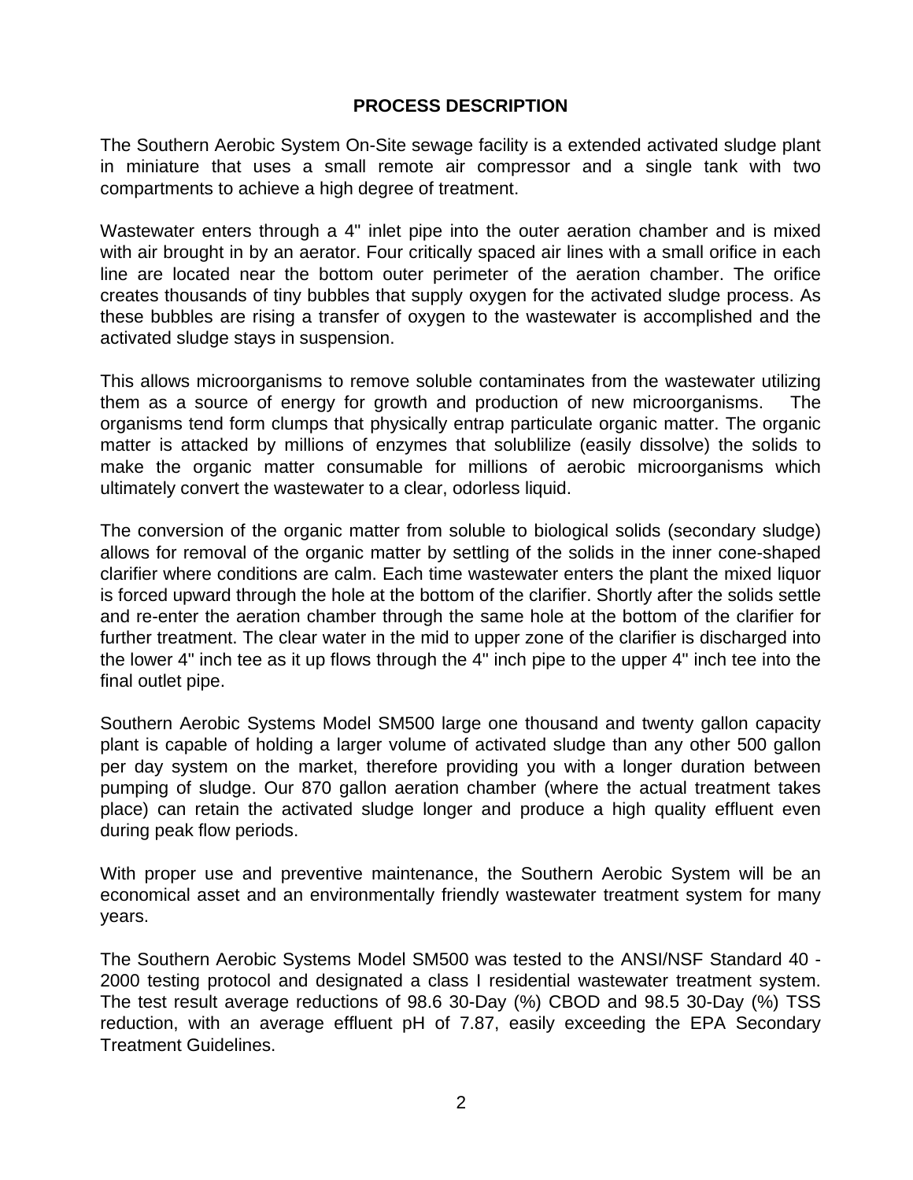## PROCESS DESCRIPTION

The Southern Aerobic System On-Site sewage facility is a extended activated sludge plant in miniature that uses a small remote air compressor and a single tank with two compartments to achieve a high degree of treatment.

Wastewater enters through a 4" inlet pipe into the outer aeration chamber and is mixed with air brought in by an aerator. Four critically spaced air lines with a small orifice in each line are located near the bottom outer perimeter of the aeration chamber. The orifice creates thousands of tiny bubbles that supply oxygen for the activated sludge process. As these bubbles are rising a transfer of oxygen to the wastewater is accomplished and the activated sludge stays in suspension.

This allows microorganisms to remove soluble contaminates from the wastewater utilizing them as a source of energy for growth and production of new microorganisms. The organisms tend form clumps that physically entrap particulate organic matter. The organic matter is attacked by millions of enzymes that solublilize (easily dissolve) the solids to make the organic matter consumable for millions of aerobic microorganisms which ultimately convert the wastewater to a clear, odorless liquid.

The conversion of the organic matter from soluble to biological solids (secondary sludge) allows for removal of the organic matter by settling of the solids in the inner cone-shaped clarifier where conditions are calm. Each time wastewater enters the plant the mixed liquor is forced upward through the hole at the bottom of the clarifier. Shortly after the solids settle and re-enter the aeration chamber through the same hole at the bottom of the clarifier for further treatment. The clear water in the mid to upper zone of the clarifier is discharged into the lower 4" inch tee as it up flows through the 4" inch pipe to the upper 4" inch tee into the final outlet pipe.

Southern Aerobic Systems Model SM500 large one thousand and twenty gallon capacity plant is capable of holding a larger volume of activated sludge than any other 500 gallon per day system on the market, therefore providing you with a longer duration between pumping of sludge. Our 870 gallon aeration chamber (where the actual treatment takes place) can retain the activated sludge longer and produce a high quality effluent even during peak flow periods.

With proper use and preventive maintenance, the Southern Aerobic System will be an economical asset and an environmentally friendly wastewater treatment system for many years.

The Southern Aerobic Systems Model SM500 was tested to the ANSI/NSF Standard 40 - 2000 testing protocol and designated a class I residential wastewater treatment system. The test result average reductions of 98.6 30-Day (%) CBOD and 98.5 30-Day (%) TSS reduction, with an average effluent pH of 7.87, easily exceeding the EPA Secondary Treatment Guidelines.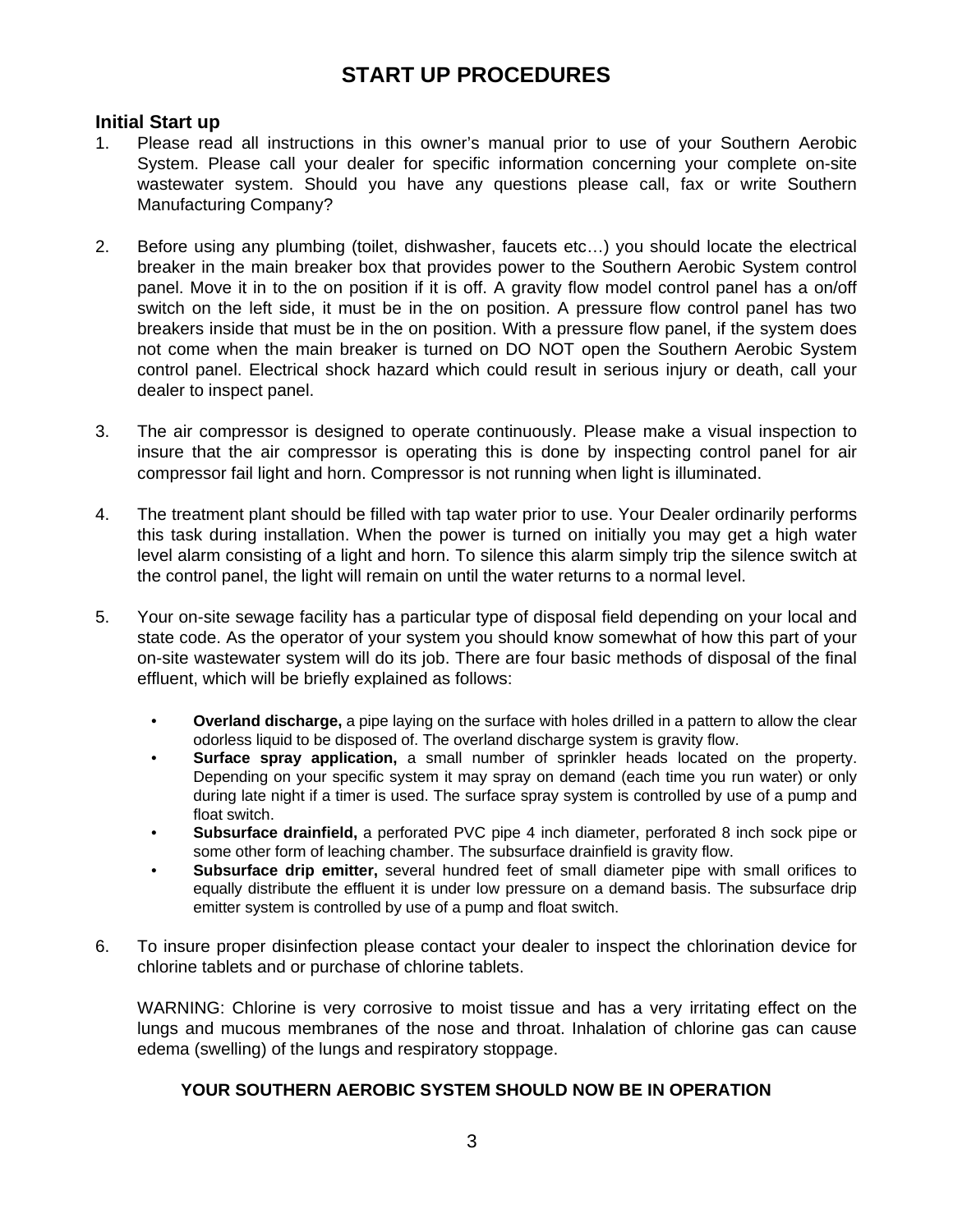# START UP PROCEDURES

### Initial Start up

1. Please read all instructions in this owner's manual prior to use of your Southern Aerobic System. Please call your dealer for specific information concerning your complete on-site wastewater system. Should you have any questions please call, fax or write Southern Manufacturing Company?

2. Before using any plumbing (toilet, dishwasher, faucets etc…) you should locate the electrical breaker in the main breaker box that provides power to the Southern Aerobic System control panel. Move it in to the on position if it is off. A gravity flow model control panel has a on/off switch on the left side, it must be in the on position. A pressure flow control panel has two breakers inside that must be in the on position. With a pressure flow panel, if the system does not come when the main breaker is turned on DO NOT open the Southern Aerobic System control panel. Electrical shock hazard which could result in serious injury or death, call your dealer to inspect panel.

3. The air compressor is designed to operate continuously. Please make a visual inspection to insure that the air compressor is operating this is done by inspecting control panel for air compressor fail light and horn. Compressor is not running when light is illuminated.

4. The treatment plant should be filled with tap water prior to use. Your Dealer ordinarily performs this task during installation. When the power is turned on initially you may get a high water level alarm consisting of a light and horn. To silence this alarm simply trip the silence switch at the control panel, the light will remain on until the water returns to a normal level.

5. Your on-site sewage facility has a particular type of disposal field depending on your local and state code. As the operator of your system you should know somewhat of how this part of your on-site wastewater system will do its job. There are four basic methods of disposal of the final effluent, which will be briefly explained as follows:

   - **Overland discharge,** a pipe laying on the surface with holes drilled in a pattern to allow the clear odorless liquid to be disposed of. The overland discharge system is gravity flow.
   - **Surface spray application,** a small number of sprinkler heads located on the property. Depending on your specific system it may spray on demand (each time you run water) or only during late night if a timer is used. The surface spray system is controlled by use of a pump and float switch.
   - **Subsurface drainfield,** a perforated PVC pipe 4 inch diameter, perforated 8 inch sock pipe or some other form of leaching chamber. The subsurface drainfield is gravity flow.
   - **Subsurface drip emitter,** several hundred feet of small diameter pipe with small orifices to equally distribute the effluent it is under low pressure on a demand basis. The subsurface drip emitter system is controlled by use of a pump and float switch.

6. To insure proper disinfection please contact your dealer to inspect the chlorination device for chlorine tablets and or purchase of chlorine tablets.

   WARNING: Chlorine is very corrosive to moist tissue and has a very irritating effect on the lungs and mucous membranes of the nose and throat. Inhalation of chlorine gas can cause edema (swelling) of the lungs and respiratory stoppage.

**YOUR SOUTHERN AEROBIC SYSTEM SHOULD NOW BE IN OPERATION**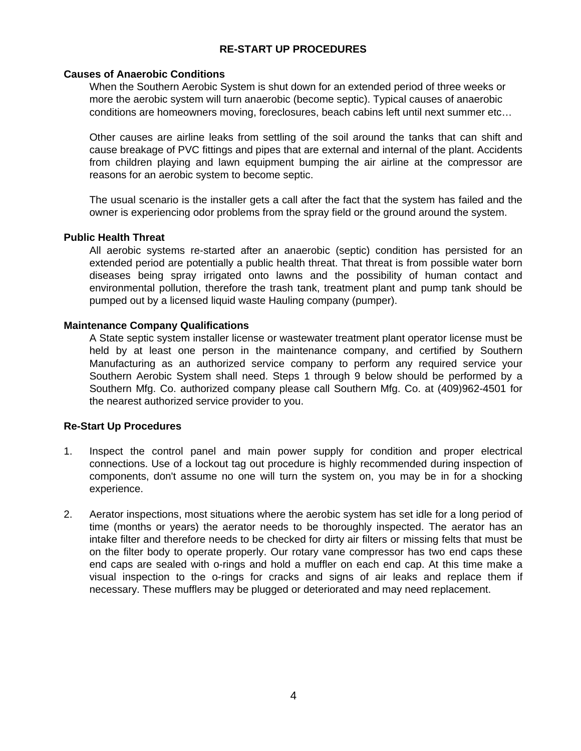# RE-START UP PROCEDURES

## Causes of Anaerobic Conditions

When the Southern Aerobic System is shut down for an extended period of three weeks or more the aerobic system will turn anaerobic (become septic). Typical causes of anaerobic conditions are homeowners moving, foreclosures, beach cabins left until next summer etc…

Other causes are airline leaks from settling of the soil around the tanks that can shift and cause breakage of PVC fittings and pipes that are external and internal of the plant. Accidents from children playing and lawn equipment bumping the air airline at the compressor are reasons for an aerobic system to become septic.

The usual scenario is the installer gets a call after the fact that the system has failed and the owner is experiencing odor problems from the spray field or the ground around the system.

## Public Health Threat

All aerobic systems re-started after an anaerobic (septic) condition has persisted for an extended period are potentially a public health threat. That threat is from possible water born diseases being spray irrigated onto lawns and the possibility of human contact and environmental pollution, therefore the trash tank, treatment plant and pump tank should be pumped out by a licensed liquid waste Hauling company (pumper).

## Maintenance Company Qualifications

A State septic system installer license or wastewater treatment plant operator license must be held by at least one person in the maintenance company, and certified by Southern Manufacturing as an authorized service company to perform any required service your Southern Aerobic System shall need. Steps 1 through 9 below should be performed by a Southern Mfg. Co. authorized company please call Southern Mfg. Co. at (409)962-4501 for the nearest authorized service provider to you.

## Re-Start Up Procedures

1. Inspect the control panel and main power supply for condition and proper electrical connections. Use of a lockout tag out procedure is highly recommended during inspection of components, don't assume no one will turn the system on, you may be in for a shocking experience.

2. Aerator inspections, most situations where the aerobic system has set idle for a long period of time (months or years) the aerator needs to be thoroughly inspected. The aerator has an intake filter and therefore needs to be checked for dirty air filters or missing felts that must be on the filter body to operate properly. Our rotary vane compressor has two end caps these end caps are sealed with o-rings and hold a muffler on each end cap. At this time make a visual inspection to the o-rings for cracks and signs of air leaks and replace them if necessary. These mufflers may be plugged or deteriorated and may need replacement.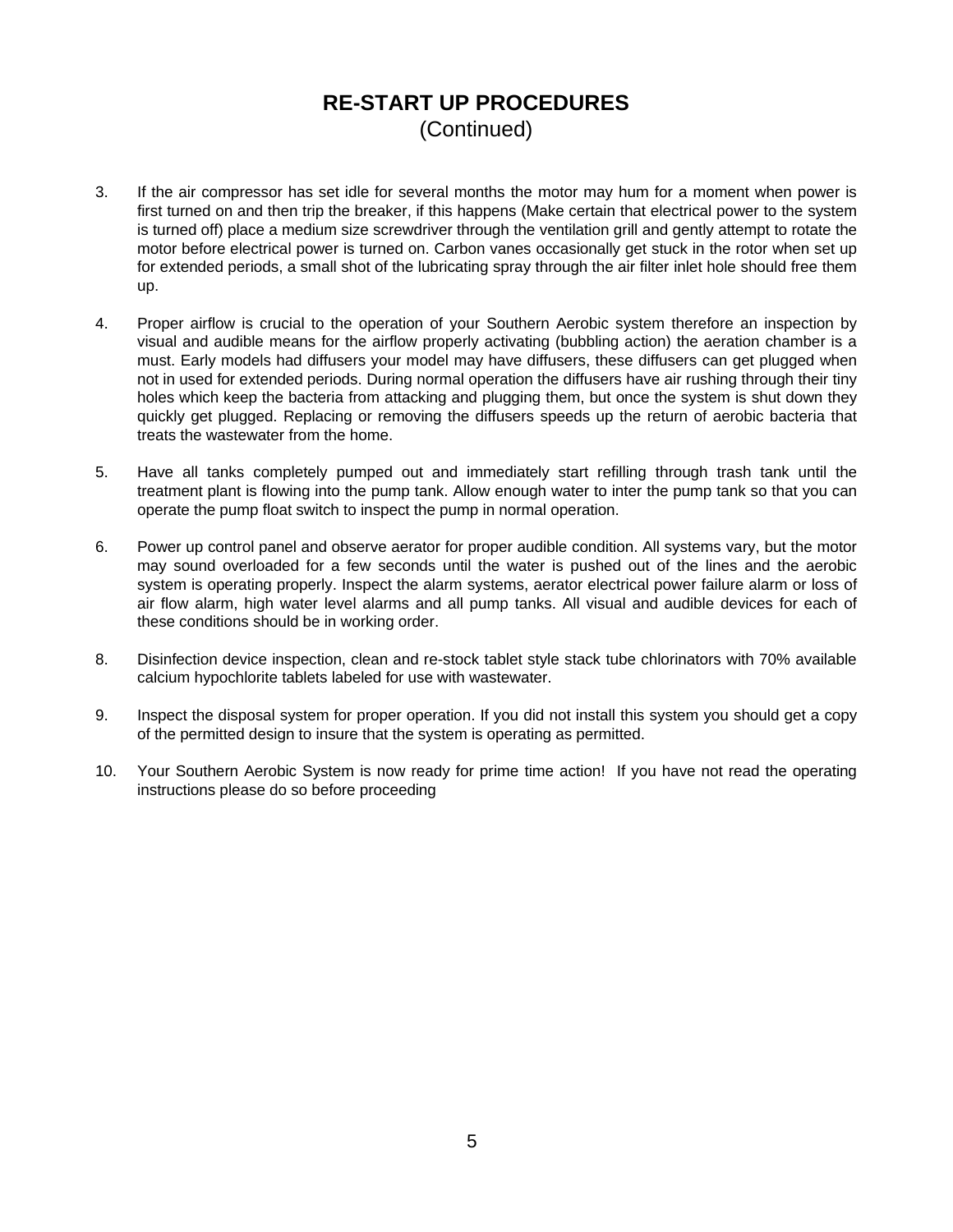# RE-START UP PROCEDURES
(Continued)

3. If the air compressor has set idle for several months the motor may hum for a moment when power is first turned on and then trip the breaker, if this happens (Make certain that electrical power to the system is turned off) place a medium size screwdriver through the ventilation grill and gently attempt to rotate the motor before electrical power is turned on. Carbon vanes occasionally get stuck in the rotor when set up for extended periods, a small shot of the lubricating spray through the air filter inlet hole should free them up.

4. Proper airflow is crucial to the operation of your Southern Aerobic system therefore an inspection by visual and audible means for the airflow properly activating (bubbling action) the aeration chamber is a must. Early models had diffusers your model may have diffusers, these diffusers can get plugged when not in used for extended periods. During normal operation the diffusers have air rushing through their tiny holes which keep the bacteria from attacking and plugging them, but once the system is shut down they quickly get plugged. Replacing or removing the diffusers speeds up the return of aerobic bacteria that treats the wastewater from the home.

5. Have all tanks completely pumped out and immediately start refilling through trash tank until the treatment plant is flowing into the pump tank. Allow enough water to inter the pump tank so that you can operate the pump float switch to inspect the pump in normal operation.

6. Power up control panel and observe aerator for proper audible condition. All systems vary, but the motor may sound overloaded for a few seconds until the water is pushed out of the lines and the aerobic system is operating properly. Inspect the alarm systems, aerator electrical power failure alarm or loss of air flow alarm, high water level alarms and all pump tanks. All visual and audible devices for each of these conditions should be in working order.

8. Disinfection device inspection, clean and re-stock tablet style stack tube chlorinators with 70% available calcium hypochlorite tablets labeled for use with wastewater.

9. Inspect the disposal system for proper operation. If you did not install this system you should get a copy of the permitted design to insure that the system is operating as permitted.

10. Your Southern Aerobic System is now ready for prime time action! If you have not read the operating instructions please do so before proceeding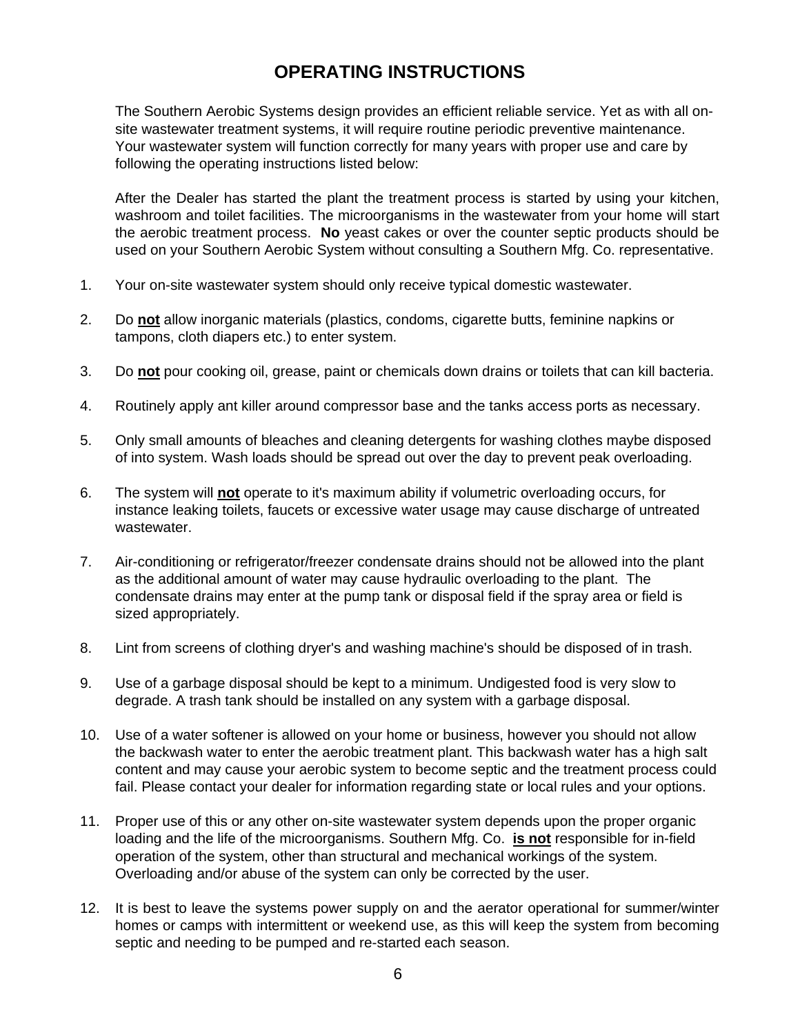# OPERATING INSTRUCTIONS

The Southern Aerobic Systems design provides an efficient reliable service. Yet as with all on-site wastewater treatment systems, it will require routine periodic preventive maintenance. Your wastewater system will function correctly for many years with proper use and care by following the operating instructions listed below:

After the Dealer has started the plant the treatment process is started by using your kitchen, washroom and toilet facilities. The microorganisms in the wastewater from your home will start the aerobic treatment process. **No** yeast cakes or over the counter septic products should be used on your Southern Aerobic System without consulting a Southern Mfg. Co. representative.

1. Your on-site wastewater system should only receive typical domestic wastewater.

2. Do **not** allow inorganic materials (plastics, condoms, cigarette butts, feminine napkins or tampons, cloth diapers etc.) to enter system.

3. Do **not** pour cooking oil, grease, paint or chemicals down drains or toilets that can kill bacteria.

4. Routinely apply ant killer around compressor base and the tanks access ports as necessary.

5. Only small amounts of bleaches and cleaning detergents for washing clothes maybe disposed of into system. Wash loads should be spread out over the day to prevent peak overloading.

6. The system will **not** operate to it's maximum ability if volumetric overloading occurs, for instance leaking toilets, faucets or excessive water usage may cause discharge of untreated wastewater.

7. Air-conditioning or refrigerator/freezer condensate drains should not be allowed into the plant as the additional amount of water may cause hydraulic overloading to the plant. The condensate drains may enter at the pump tank or disposal field if the spray area or field is sized appropriately.

8. Lint from screens of clothing dryer's and washing machine's should be disposed of in trash.

9. Use of a garbage disposal should be kept to a minimum. Undigested food is very slow to degrade. A trash tank should be installed on any system with a garbage disposal.

10. Use of a water softener is allowed on your home or business, however you should not allow the backwash water to enter the aerobic treatment plant. This backwash water has a high salt content and may cause your aerobic system to become septic and the treatment process could fail. Please contact your dealer for information regarding state or local rules and your options.

11. Proper use of this or any other on-site wastewater system depends upon the proper organic loading and the life of the microorganisms. Southern Mfg. Co. **is not** responsible for in-field operation of the system, other than structural and mechanical workings of the system. Overloading and/or abuse of the system can only be corrected by the user.

12. It is best to leave the systems power supply on and the aerator operational for summer/winter homes or camps with intermittent or weekend use, as this will keep the system from becoming septic and needing to be pumped and re-started each season.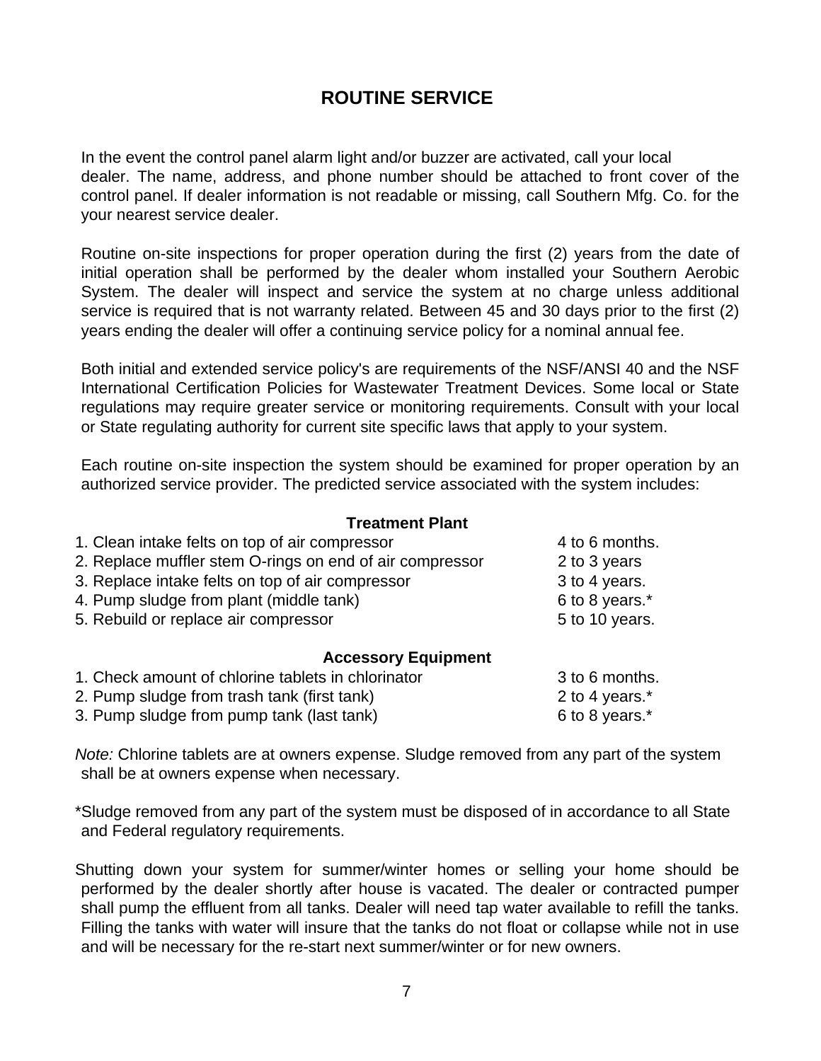# ROUTINE SERVICE

In the event the control panel alarm light and/or buzzer are activated, call your local dealer. The name, address, and phone number should be attached to front cover of the control panel. If dealer information is not readable or missing, call Southern Mfg. Co. for the your nearest service dealer.

Routine on-site inspections for proper operation during the first (2) years from the date of initial operation shall be performed by the dealer whom installed your Southern Aerobic System. The dealer will inspect and service the system at no charge unless additional service is required that is not warranty related. Between 45 and 30 days prior to the first (2) years ending the dealer will offer a continuing service policy for a nominal annual fee.

Both initial and extended service policy's are requirements of the NSF/ANSI 40 and the NSF International Certification Policies for Wastewater Treatment Devices. Some local or State regulations may require greater service or monitoring requirements. Consult with your local or State regulating authority for current site specific laws that apply to your system.

Each routine on-site inspection the system should be examined for proper operation by an authorized service provider. The predicted service associated with the system includes:

**Treatment Plant**

| | |
|---|---|
| 1. Clean intake felts on top of air compressor | 4 to 6 months. |
| 2. Replace muffler stem O-rings on end of air compressor | 2 to 3 years |
| 3. Replace intake felts on top of air compressor | 3 to 4 years. |
| 4. Pump sludge from plant (middle tank) | 6 to 8 years.* |
| 5. Rebuild or replace air compressor | 5 to 10 years. |

**Accessory Equipment**

| | |
|---|---|
| 1. Check amount of chlorine tablets in chlorinator | 3 to 6 months. |
| 2. Pump sludge from trash tank (first tank) | 2 to 4 years.* |
| 3. Pump sludge from pump tank (last tank) | 6 to 8 years.* |

*Note:* Chlorine tablets are at owners expense. Sludge removed from any part of the system shall be at owners expense when necessary.

*Sludge removed from any part of the system must be disposed of in accordance to all State and Federal regulatory requirements.

Shutting down your system for summer/winter homes or selling your home should be performed by the dealer shortly after house is vacated. The dealer or contracted pumper shall pump the effluent from all tanks. Dealer will need tap water available to refill the tanks. Filling the tanks with water will insure that the tanks do not float or collapse while not in use and will be necessary for the re-start next summer/winter or for new owners.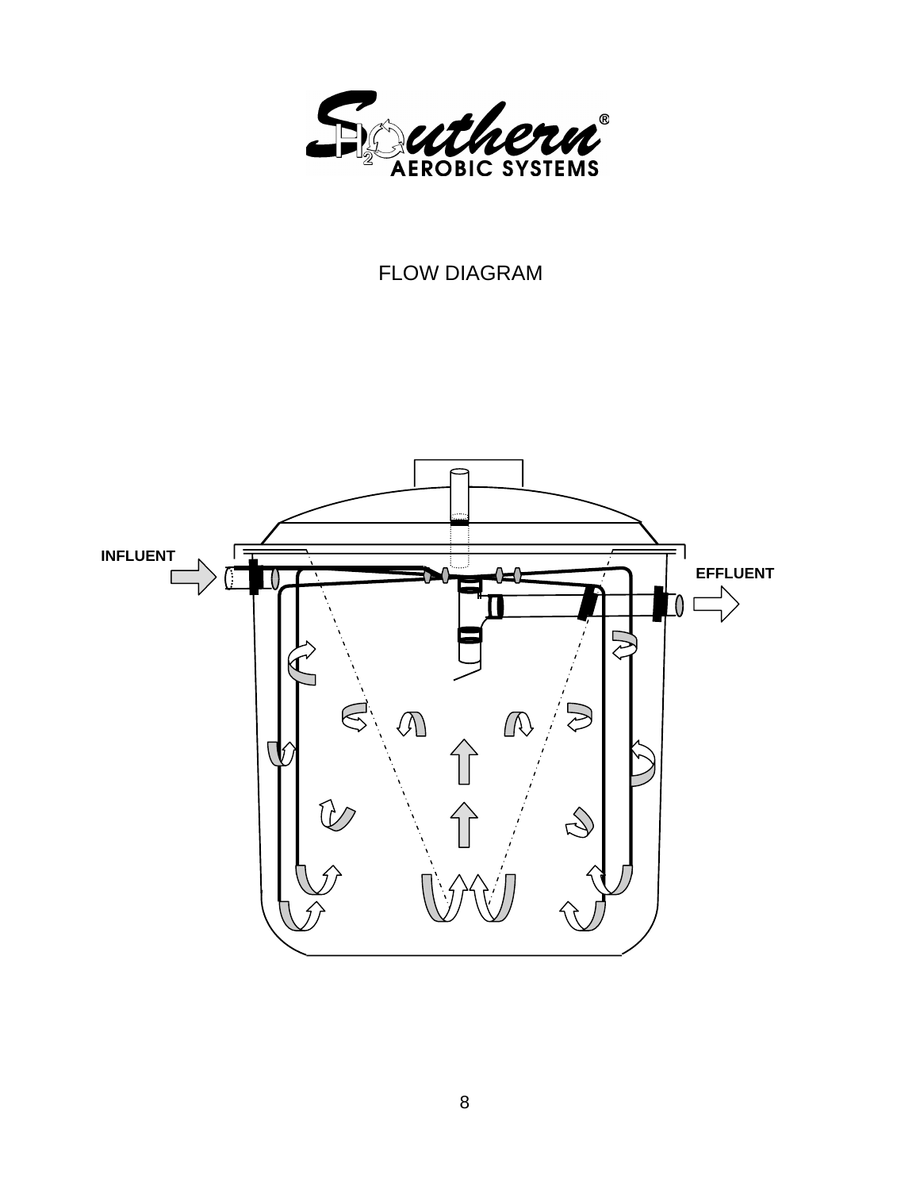# FLOW DIAGRAM

INFLUENT

EFFLUENT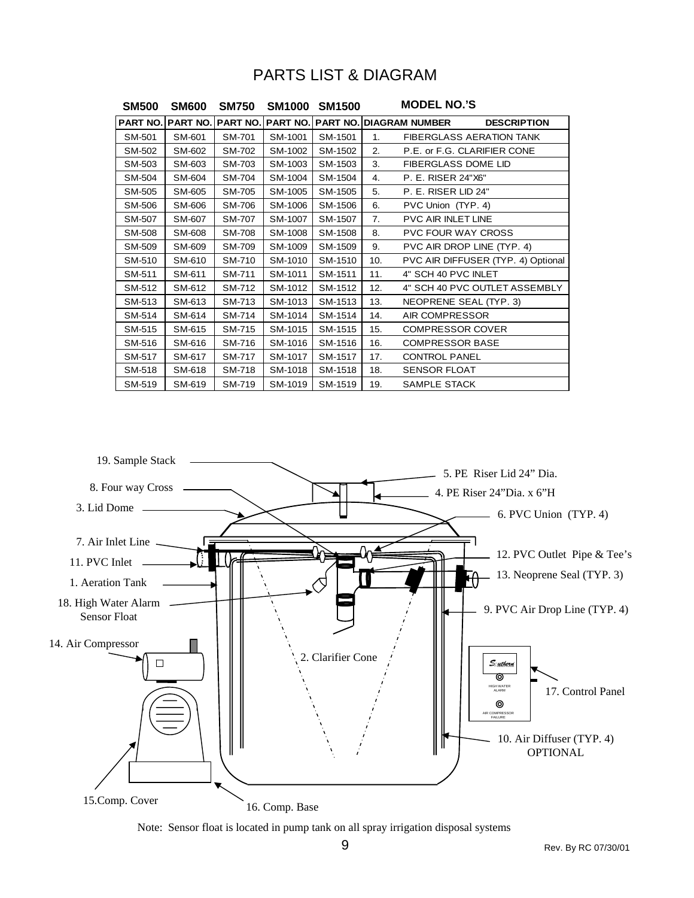# PARTS LIST & DIAGRAM

| SM500 | SM600 | SM750 | SM1000 | SM1500 | MODEL NO.'S | |
|---|---|---|---|---|---|---|
| PART NO. | PART NO. | PART NO. | PART NO. | PART NO. | DIAGRAM NUMBER | DESCRIPTION |
| SM-501 | SM-601 | SM-701 | SM-1001 | SM-1501 | 1. | FIBERGLASS AERATION TANK |
| SM-502 | SM-602 | SM-702 | SM-1002 | SM-1502 | 2. | P.E. or F.G. CLARIFIER CONE |
| SM-503 | SM-603 | SM-703 | SM-1003 | SM-1503 | 3. | FIBERGLASS DOME LID |
| SM-504 | SM-604 | SM-704 | SM-1004 | SM-1504 | 4. | P. E. RISER 24"X6" |
| SM-505 | SM-605 | SM-705 | SM-1005 | SM-1505 | 5. | P. E. RISER LID 24" |
| SM-506 | SM-606 | SM-706 | SM-1006 | SM-1506 | 6. | PVC Union (TYP. 4) |
| SM-507 | SM-607 | SM-707 | SM-1007 | SM-1507 | 7. | PVC AIR INLET LINE |
| SM-508 | SM-608 | SM-708 | SM-1008 | SM-1508 | 8. | PVC FOUR WAY CROSS |
| SM-509 | SM-609 | SM-709 | SM-1009 | SM-1509 | 9. | PVC AIR DROP LINE (TYP. 4) |
| SM-510 | SM-610 | SM-710 | SM-1010 | SM-1510 | 10. | PVC AIR DIFFUSER (TYP. 4) Optional |
| SM-511 | SM-611 | SM-711 | SM-1011 | SM-1511 | 11. | 4" SCH 40 PVC INLET |
| SM-512 | SM-612 | SM-712 | SM-1012 | SM-1512 | 12. | 4" SCH 40 PVC OUTLET ASSEMBLY |
| SM-513 | SM-613 | SM-713 | SM-1013 | SM-1513 | 13. | NEOPRENE SEAL (TYP. 3) |
| SM-514 | SM-614 | SM-714 | SM-1014 | SM-1514 | 14. | AIR COMPRESSOR |
| SM-515 | SM-615 | SM-715 | SM-1015 | SM-1515 | 15. | COMPRESSOR COVER |
| SM-516 | SM-616 | SM-716 | SM-1016 | SM-1516 | 16. | COMPRESSOR BASE |
| SM-517 | SM-617 | SM-717 | SM-1017 | SM-1517 | 17. | CONTROL PANEL |
| SM-518 | SM-618 | SM-718 | SM-1018 | SM-1518 | 18. | SENSOR FLOAT |
| SM-519 | SM-619 | SM-719 | SM-1019 | SM-1519 | 19. | SAMPLE STACK |

19. Sample Stack
8. Four way Cross
3. Lid Dome
7. Air Inlet Line
11. PVC Inlet
1. Aeration Tank
18. High Water Alarm Sensor Float
14. Air Compressor
15. Comp. Cover
16. Comp. Base
2. Clarifier Cone
5. PE Riser Lid 24" Dia.
4. PE Riser 24"Dia. x 6"H
6. PVC Union (TYP. 4)
12. PVC Outlet Pipe & Tee's
13. Neoprene Seal (TYP. 3)
9. PVC Air Drop Line (TYP. 4)
17. Control Panel
10. Air Diffuser (TYP. 4) OPTIONAL

Note: Sensor float is located in pump tank on all spray irrigation disposal systems

Rev. By RC 07/30/01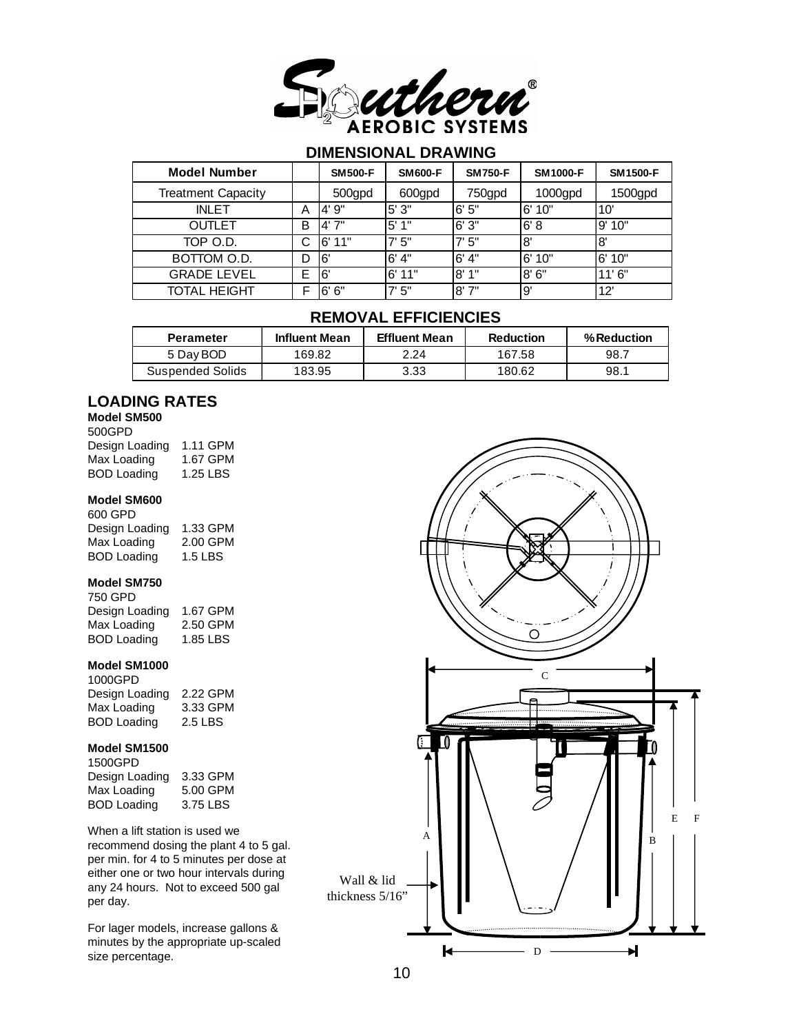# Southern AEROBIC SYSTEMS

## DIMENSIONAL DRAWING

| Model Number | | SM500-F | SM600-F | SM750-F | SM1000-F | SM1500-F |
|---|---|---|---|---|---|---|
| Treatment Capacity | | 500gpd | 600gpd | 750gpd | 1000gpd | 1500gpd |
| INLET | A | 4' 9" | 5' 3" | 6' 5" | 6' 10" | 10' |
| OUTLET | B | 4' 7" | 5' 1" | 6' 3" | 6' 8 | 9' 10" |
| TOP O.D. | C | 6' 11" | 7' 5" | 7' 5" | 8' | 8' |
| BOTTOM O.D. | D | 6' | 6' 4" | 6' 4" | 6' 10" | 6' 10" |
| GRADE LEVEL | E | 6' | 6' 11" | 8' 1" | 8' 6" | 11' 6" |
| TOTAL HEIGHT | F | 6' 6" | 7' 5" | 8' 7" | 9' | 12' |

## REMOVAL EFFICIENCIES

| Perameter | Influent Mean | Effluent Mean | Reduction | %Reduction |
|---|---|---|---|---|
| 5 Day BOD | 169.82 | 2.24 | 167.58 | 98.7 |
| Suspended Solids | 183.95 | 3.33 | 180.62 | 98.1 |

## LOADING RATES

**Model SM500**
500GPD
Design Loading 1.11 GPM
Max Loading 1.67 GPM
BOD Loading 1.25 LBS

**Model SM600**
600 GPD
Design Loading 1.33 GPM
Max Loading 2.00 GPM
BOD Loading 1.5 LBS

**Model SM750**
750 GPD
Design Loading 1.67 GPM
Max Loading 2.50 GPM
BOD Loading 1.85 LBS

**Model SM1000**
1000GPD
Design Loading 2.22 GPM
Max Loading 3.33 GPM
BOD Loading 2.5 LBS

**Model SM1500**
1500GPD
Design Loading 3.33 GPM
Max Loading 5.00 GPM
BOD Loading 3.75 LBS

When a lift station is used we recommend dosing the plant 4 to 5 gal. per min. for 4 to 5 minutes per dose at either one or two hour intervals during any 24 hours. Not to exceed 500 gal per day.

For lager models, increase gallons & minutes by the appropriate up-scaled size percentage.

C

A B E F

Wall & lid thickness 5/16"

D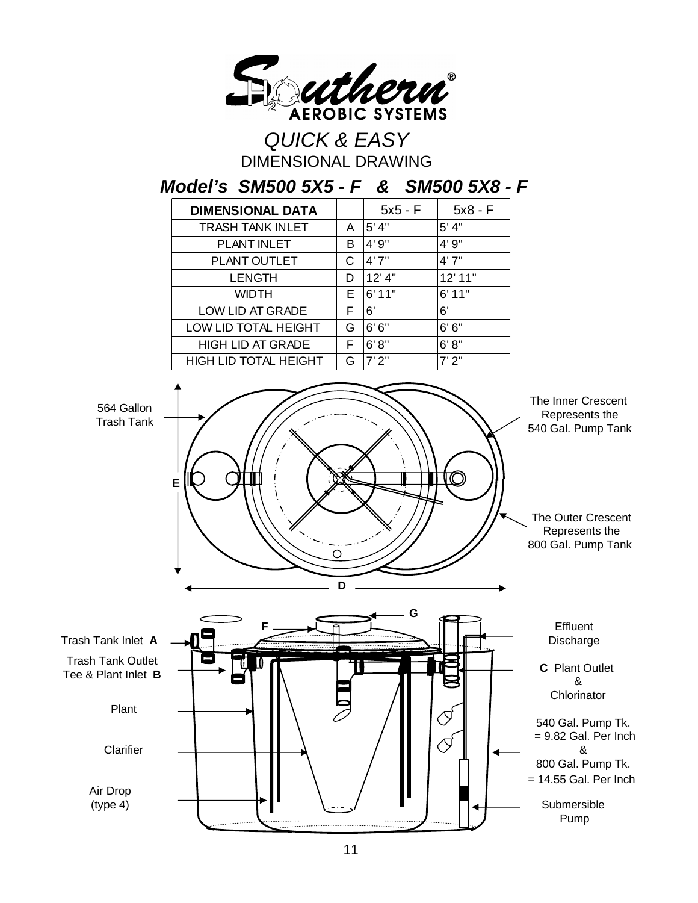Southern® AEROBIC SYSTEMS

*QUICK & EASY*

DIMENSIONAL DRAWING

## *Model's SM500 5X5 - F & SM500 5X8 - F*

| DIMENSIONAL DATA | | 5x5 - F | 5x8 - F |
|---|---|---|---|
| TRASH TANK INLET | A | 5' 4" | 5' 4" |
| PLANT INLET | B | 4' 9" | 4' 9" |
| PLANT OUTLET | C | 4' 7" | 4' 7" |
| LENGTH | D | 12' 4" | 12' 11" |
| WIDTH | E | 6' 11" | 6' 11" |
| LOW LID AT GRADE | F | 6' | 6' |
| LOW LID TOTAL HEIGHT | G | 6' 6" | 6' 6" |
| HIGH LID AT GRADE | F | 6' 8" | 6' 8" |
| HIGH LID TOTAL HEIGHT | G | 7' 2" | 7' 2" |

564 Gallon Trash Tank

The Inner Crescent Represents the 540 Gal. Pump Tank

The Outer Crescent Represents the 800 Gal. Pump Tank

E

D

G

F

Trash Tank Inlet **A**

Trash Tank Outlet Tee & Plant Inlet **B**

Plant

Clarifier

Air Drop (type 4)

Effluent Discharge

**C** Plant Outlet & Chlorinator

540 Gal. Pump Tk. = 9.82 Gal. Per Inch & 800 Gal. Pump Tk. = 14.55 Gal. Per Inch

Submersible Pump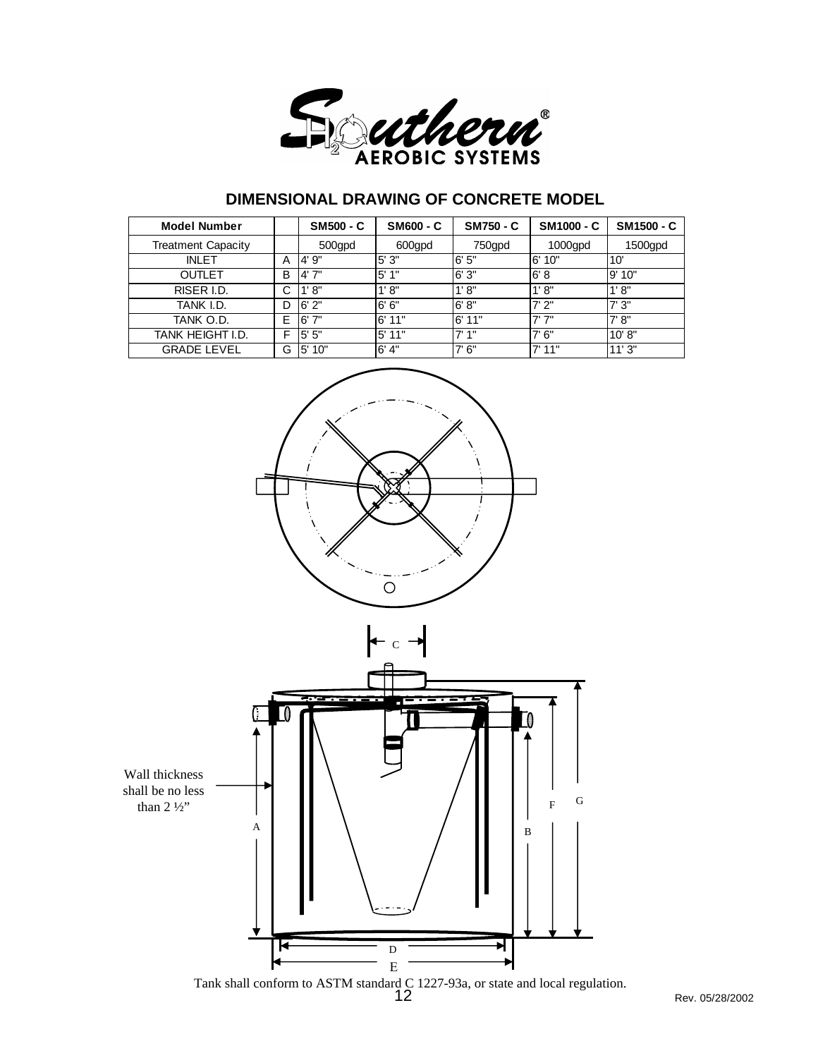## DIMENSIONAL DRAWING OF CONCRETE MODEL

| Model Number | | SM500 - C | SM600 - C | SM750 - C | SM1000 - C | SM1500 - C |
|---|---|---|---|---|---|---|
| Treatment Capacity | | 500gpd | 600gpd | 750gpd | 1000gpd | 1500gpd |
| INLET | A | 4' 9" | 5' 3" | 6' 5" | 6' 10" | 10' |
| OUTLET | B | 4' 7" | 5' 1" | 6' 3" | 6' 8 | 9' 10" |
| RISER I.D. | C | 1' 8" | 1' 8" | 1' 8" | 1' 8" | 1' 8" |
| TANK I.D. | D | 6' 2" | 6' 6" | 6' 8" | 7' 2" | 7' 3" |
| TANK O.D. | E | 6' 7" | 6' 11" | 6' 11" | 7' 7" | 7' 8" |
| TANK HEIGHT I.D. | F | 5' 5" | 5' 11" | 7' 1" | 7' 6" | 10' 8" |
| GRADE LEVEL | G | 5' 10" | 6' 4" | 7' 6" | 7' 11" | 11' 3" |

C

Wall thickness shall be no less than 2 ½"

A

B

F

G

D

E

Tank shall conform to ASTM standard C 1227-93a, or state and local regulation.

Rev. 05/28/2002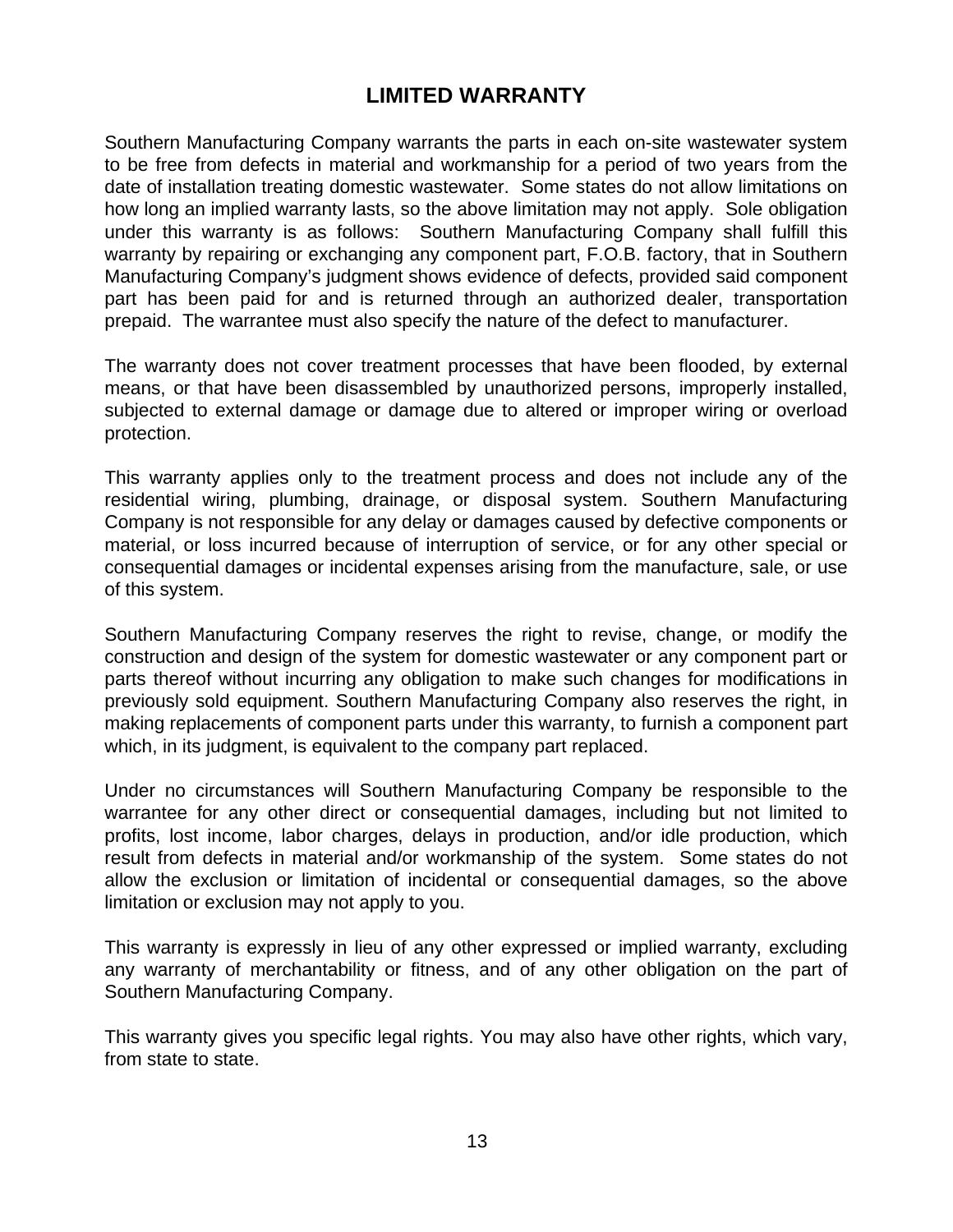# LIMITED WARRANTY

Southern Manufacturing Company warrants the parts in each on-site wastewater system to be free from defects in material and workmanship for a period of two years from the date of installation treating domestic wastewater. Some states do not allow limitations on how long an implied warranty lasts, so the above limitation may not apply. Sole obligation under this warranty is as follows: Southern Manufacturing Company shall fulfill this warranty by repairing or exchanging any component part, F.O.B. factory, that in Southern Manufacturing Company's judgment shows evidence of defects, provided said component part has been paid for and is returned through an authorized dealer, transportation prepaid. The warrantee must also specify the nature of the defect to manufacturer.

The warranty does not cover treatment processes that have been flooded, by external means, or that have been disassembled by unauthorized persons, improperly installed, subjected to external damage or damage due to altered or improper wiring or overload protection.

This warranty applies only to the treatment process and does not include any of the residential wiring, plumbing, drainage, or disposal system. Southern Manufacturing Company is not responsible for any delay or damages caused by defective components or material, or loss incurred because of interruption of service, or for any other special or consequential damages or incidental expenses arising from the manufacture, sale, or use of this system.

Southern Manufacturing Company reserves the right to revise, change, or modify the construction and design of the system for domestic wastewater or any component part or parts thereof without incurring any obligation to make such changes for modifications in previously sold equipment. Southern Manufacturing Company also reserves the right, in making replacements of component parts under this warranty, to furnish a component part which, in its judgment, is equivalent to the company part replaced.

Under no circumstances will Southern Manufacturing Company be responsible to the warrantee for any other direct or consequential damages, including but not limited to profits, lost income, labor charges, delays in production, and/or idle production, which result from defects in material and/or workmanship of the system. Some states do not allow the exclusion or limitation of incidental or consequential damages, so the above limitation or exclusion may not apply to you.

This warranty is expressly in lieu of any other expressed or implied warranty, excluding any warranty of merchantability or fitness, and of any other obligation on the part of Southern Manufacturing Company.

This warranty gives you specific legal rights. You may also have other rights, which vary, from state to state.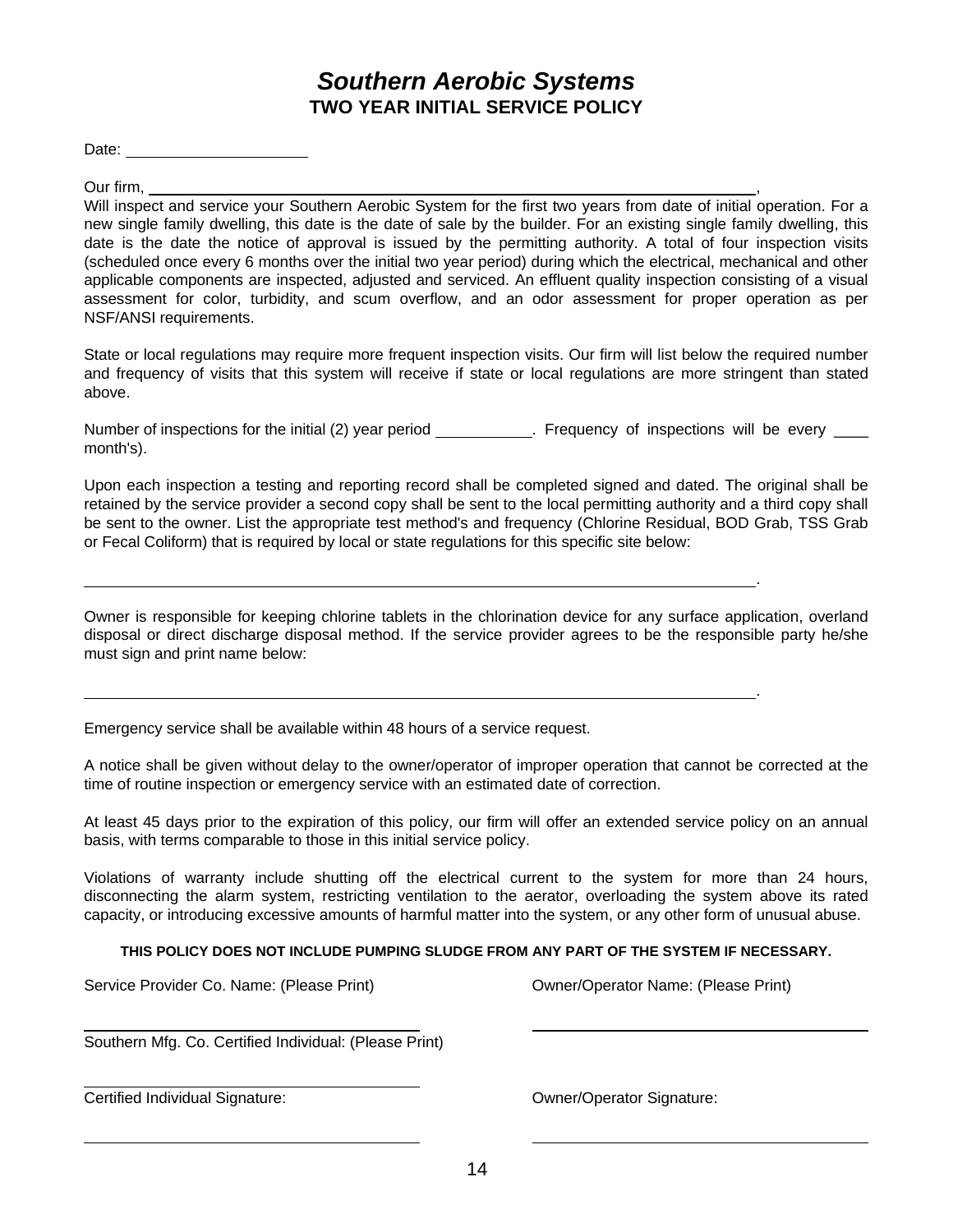# *Southern Aerobic Systems*

## TWO YEAR INITIAL SERVICE POLICY

Date: ____________________

Our firm, ______________________________________________________________________,
Will inspect and service your Southern Aerobic System for the first two years from date of initial operation. For a new single family dwelling, this date is the date of sale by the builder. For an existing single family dwelling, this date is the date the notice of approval is issued by the permitting authority. A total of four inspection visits (scheduled once every 6 months over the initial two year period) during which the electrical, mechanical and other applicable components are inspected, adjusted and serviced. An effluent quality inspection consisting of a visual assessment for color, turbidity, and scum overflow, and an odor assessment for proper operation as per NSF/ANSI requirements.

State or local regulations may require more frequent inspection visits. Our firm will list below the required number and frequency of visits that this system will receive if state or local regulations are more stringent than stated above.

Number of inspections for the initial (2) year period __________. Frequency of inspections will be every ____ month's).

Upon each inspection a testing and reporting record shall be completed signed and dated. The original shall be retained by the service provider a second copy shall be sent to the local permitting authority and a third copy shall be sent to the owner. List the appropriate test method's and frequency (Chlorine Residual, BOD Grab, TSS Grab or Fecal Coliform) that is required by local or state regulations for this specific site below:

______________________________________________________________________.

Owner is responsible for keeping chlorine tablets in the chlorination device for any surface application, overland disposal or direct discharge disposal method. If the service provider agrees to be the responsible party he/she must sign and print name below:

______________________________________________________________________.

Emergency service shall be available within 48 hours of a service request.

A notice shall be given without delay to the owner/operator of improper operation that cannot be corrected at the time of routine inspection or emergency service with an estimated date of correction.

At least 45 days prior to the expiration of this policy, our firm will offer an extended service policy on an annual basis, with terms comparable to those in this initial service policy.

Violations of warranty include shutting off the electrical current to the system for more than 24 hours, disconnecting the alarm system, restricting ventilation to the aerator, overloading the system above its rated capacity, or introducing excessive amounts of harmful matter into the system, or any other form of unusual abuse.

**THIS POLICY DOES NOT INCLUDE PUMPING SLUDGE FROM ANY PART OF THE SYSTEM IF NECESSARY.**

Service Provider Co. Name: (Please Print)

______________________________

Southern Mfg. Co. Certified Individual: (Please Print)

______________________________

Certified Individual Signature:

______________________________

Owner/Operator Name: (Please Print)

______________________________

Owner/Operator Signature:

______________________________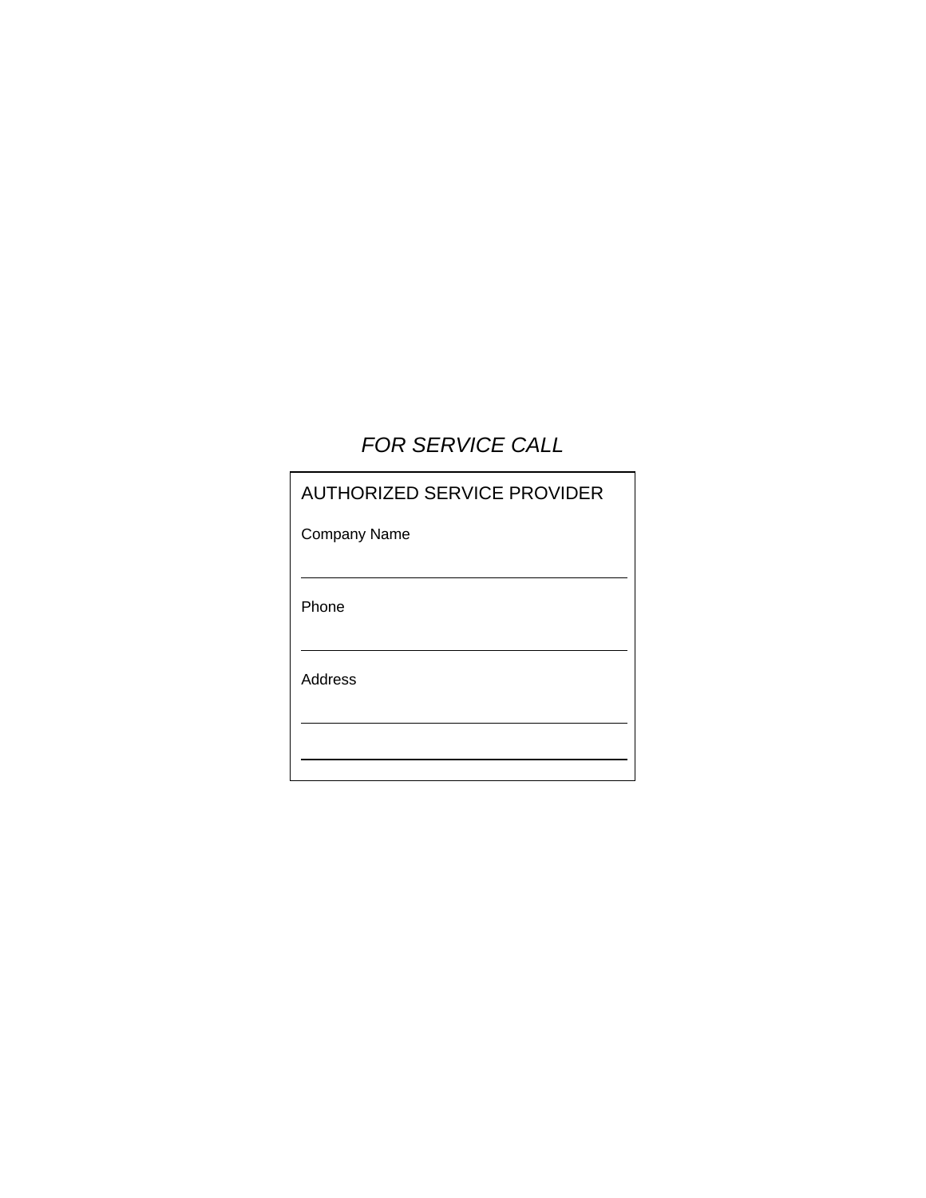*FOR SERVICE CALL*

AUTHORIZED SERVICE PROVIDER

Company Name

\_\_\_\_\_\_\_\_\_\_\_\_\_\_\_\_\_\_\_\_\_\_\_\_\_\_\_\_\_\_\_\_\_\_\_\_\_\_\_\_

Phone

\_\_\_\_\_\_\_\_\_\_\_\_\_\_\_\_\_\_\_\_\_\_\_\_\_\_\_\_\_\_\_\_\_\_\_\_\_\_\_\_

Address

\_\_\_\_\_\_\_\_\_\_\_\_\_\_\_\_\_\_\_\_\_\_\_\_\_\_\_\_\_\_\_\_\_\_\_\_\_\_\_\_

\_\_\_\_\_\_\_\_\_\_\_\_\_\_\_\_\_\_\_\_\_\_\_\_\_\_\_\_\_\_\_\_\_\_\_\_\_\_\_\_